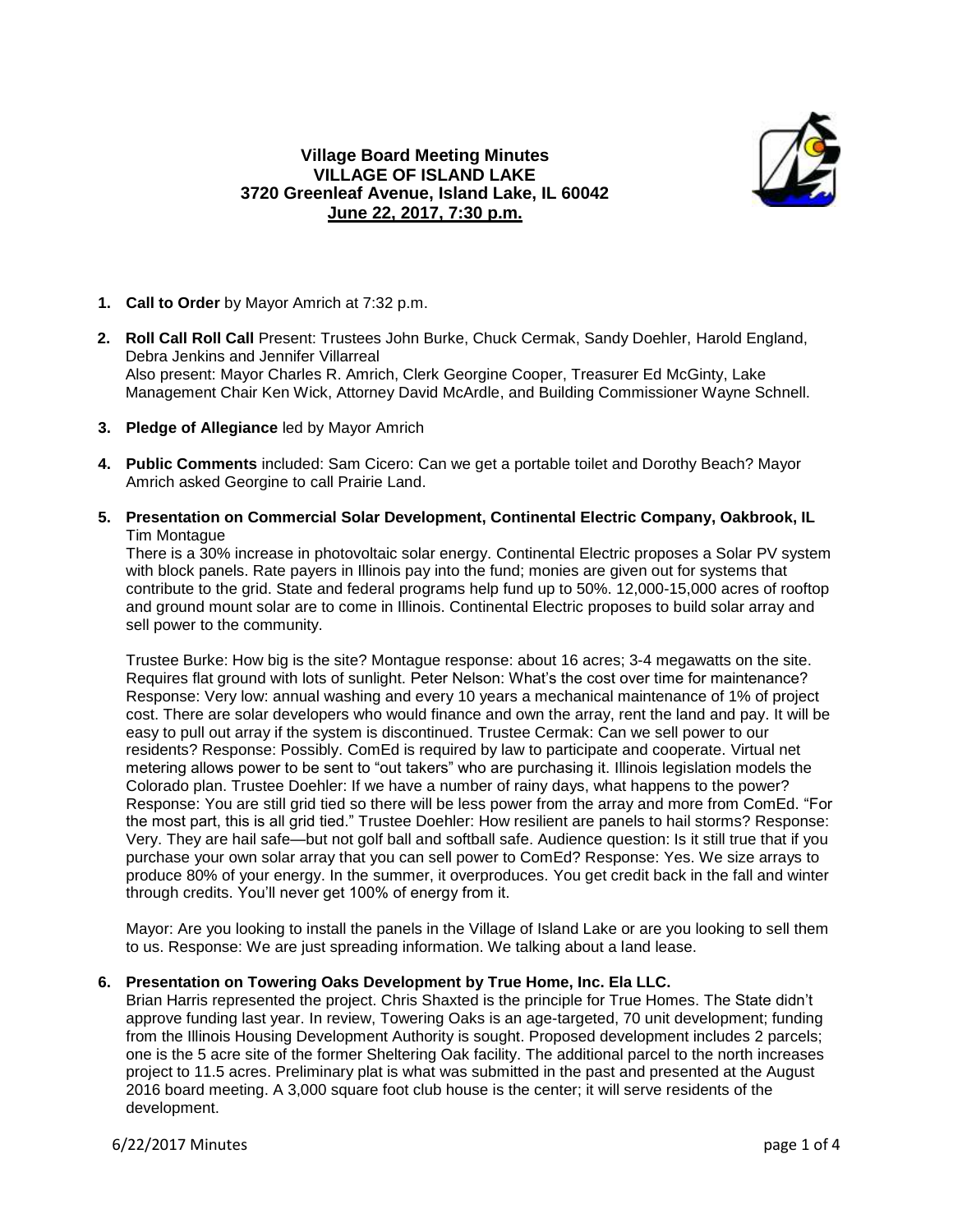# Village Board Meeting Minutes
# VILLAGE OF ISLAND LAKE
# 3720 Greenleaf Avenue, Island Lake, IL 60042
# June 22, 2017, 7:30 p.m.

1. **Call to Order** by Mayor Amrich at 7:32 p.m.

2. **Roll Call Roll Call** Present: Trustees John Burke, Chuck Cermak, Sandy Doehler, Harold England, Debra Jenkins and Jennifer Villarreal
   Also present: Mayor Charles R. Amrich, Clerk Georgine Cooper, Treasurer Ed McGinty, Lake Management Chair Ken Wick, Attorney David McArdle, and Building Commissioner Wayne Schnell.

3. **Pledge of Allegiance** led by Mayor Amrich

4. **Public Comments** included: Sam Cicero: Can we get a portable toilet and Dorothy Beach? Mayor Amrich asked Georgine to call Prairie Land.

5. **Presentation on Commercial Solar Development, Continental Electric Company, Oakbrook, IL** Tim Montague

   There is a 30% increase in photovoltaic solar energy. Continental Electric proposes a Solar PV system with block panels. Rate payers in Illinois pay into the fund; monies are given out for systems that contribute to the grid. State and federal programs help fund up to 50%. 12,000-15,000 acres of rooftop and ground mount solar are to come in Illinois. Continental Electric proposes to build solar array and sell power to the community.

   Trustee Burke: How big is the site? Montague response: about 16 acres; 3-4 megawatts on the site. Requires flat ground with lots of sunlight. Peter Nelson: What's the cost over time for maintenance? Response: Very low: annual washing and every 10 years a mechanical maintenance of 1% of project cost. There are solar developers who would finance and own the array, rent the land and pay. It will be easy to pull out array if the system is discontinued. Trustee Cermak: Can we sell power to our residents? Response: Possibly. ComEd is required by law to participate and cooperate. Virtual net metering allows power to be sent to "out takers" who are purchasing it. Illinois legislation models the Colorado plan. Trustee Doehler: If we have a number of rainy days, what happens to the power? Response: You are still grid tied so there will be less power from the array and more from ComEd. "For the most part, this is all grid tied." Trustee Doehler: How resilient are panels to hail storms? Response: Very. They are hail safe—but not golf ball and softball safe. Audience question: Is it still true that if you purchase your own solar array that you can sell power to ComEd? Response: Yes. We size arrays to produce 80% of your energy. In the summer, it overproduces. You get credit back in the fall and winter through credits. You'll never get 100% of energy from it.

   Mayor: Are you looking to install the panels in the Village of Island Lake or are you looking to sell them to us. Response: We are just spreading information. We talking about a land lease.

6. **Presentation on Towering Oaks Development by True Home, Inc. Ela LLC.**
   Brian Harris represented the project. Chris Shaxted is the principle for True Homes. The State didn't approve funding last year. In review, Towering Oaks is an age-targeted, 70 unit development; funding from the Illinois Housing Development Authority is sought. Proposed development includes 2 parcels; one is the 5 acre site of the former Sheltering Oak facility. The additional parcel to the north increases project to 11.5 acres. Preliminary plat is what was submitted in the past and presented at the August 2016 board meeting. A 3,000 square foot club house is the center; it will serve residents of the development.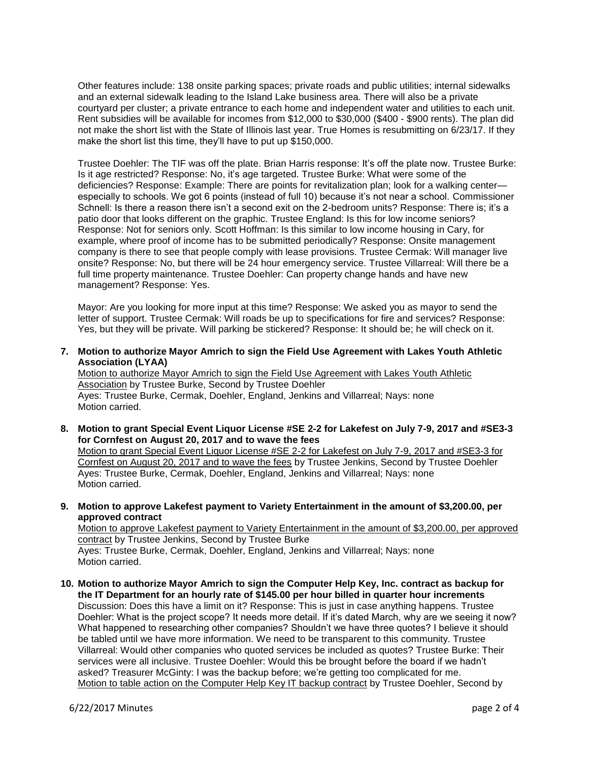Other features include: 138 onsite parking spaces; private roads and public utilities; internal sidewalks and an external sidewalk leading to the Island Lake business area. There will also be a private courtyard per cluster; a private entrance to each home and independent water and utilities to each unit. Rent subsidies will be available for incomes from $12,000 to $30,000 ($400 - $900 rents). The plan did not make the short list with the State of Illinois last year. True Homes is resubmitting on 6/23/17. If they make the short list this time, they'll have to put up $150,000.

Trustee Doehler: The TIF was off the plate. Brian Harris response: It's off the plate now. Trustee Burke: Is it age restricted? Response: No, it's age targeted. Trustee Burke: What were some of the deficiencies? Response: Example: There are points for revitalization plan; look for a walking center—especially to schools. We got 6 points (instead of full 10) because it's not near a school. Commissioner Schnell: Is there a reason there isn't a second exit on the 2-bedroom units? Response: There is; it's a patio door that looks different on the graphic. Trustee England: Is this for low income seniors? Response: Not for seniors only. Scott Hoffman: Is this similar to low income housing in Cary, for example, where proof of income has to be submitted periodically? Response: Onsite management company is there to see that people comply with lease provisions. Trustee Cermak: Will manager live onsite? Response: No, but there will be 24 hour emergency service. Trustee Villarreal: Will there be a full time property maintenance. Trustee Doehler: Can property change hands and have new management? Response: Yes.

Mayor: Are you looking for more input at this time? Response: We asked you as mayor to send the letter of support. Trustee Cermak: Will roads be up to specifications for fire and services? Response: Yes, but they will be private. Will parking be stickered? Response: It should be; he will check on it.

**7. Motion to authorize Mayor Amrich to sign the Field Use Agreement with Lakes Youth Athletic Association (LYAA)**

Motion to authorize Mayor Amrich to sign the Field Use Agreement with Lakes Youth Athletic Association by Trustee Burke, Second by Trustee Doehler
Ayes: Trustee Burke, Cermak, Doehler, England, Jenkins and Villarreal; Nays: none
Motion carried.

**8. Motion to grant Special Event Liquor License #SE 2-2 for Lakefest on July 7-9, 2017 and #SE3-3 for Cornfest on August 20, 2017 and to wave the fees**

Motion to grant Special Event Liquor License #SE 2-2 for Lakefest on July 7-9, 2017 and #SE3-3 for Cornfest on August 20, 2017 and to wave the fees by Trustee Jenkins, Second by Trustee Doehler
Ayes: Trustee Burke, Cermak, Doehler, England, Jenkins and Villarreal; Nays: none
Motion carried.

**9. Motion to approve Lakefest payment to Variety Entertainment in the amount of $3,200.00, per approved contract**

Motion to approve Lakefest payment to Variety Entertainment in the amount of $3,200.00, per approved contract by Trustee Jenkins, Second by Trustee Burke
Ayes: Trustee Burke, Cermak, Doehler, England, Jenkins and Villarreal; Nays: none
Motion carried.

**10. Motion to authorize Mayor Amrich to sign the Computer Help Key, Inc. contract as backup for the IT Department for an hourly rate of $145.00 per hour billed in quarter hour increments**

Discussion: Does this have a limit on it? Response: This is just in case anything happens. Trustee Doehler: What is the project scope? It needs more detail. If it's dated March, why are we seeing it now? What happened to researching other companies? Shouldn't we have three quotes? I believe it should be tabled until we have more information. We need to be transparent to this community. Trustee Villarreal: Would other companies who quoted services be included as quotes? Trustee Burke: Their services were all inclusive. Trustee Doehler: Would this be brought before the board if we hadn't asked? Treasurer McGinty: I was the backup before; we're getting too complicated for me.
Motion to table action on the Computer Help Key IT backup contract by Trustee Doehler, Second by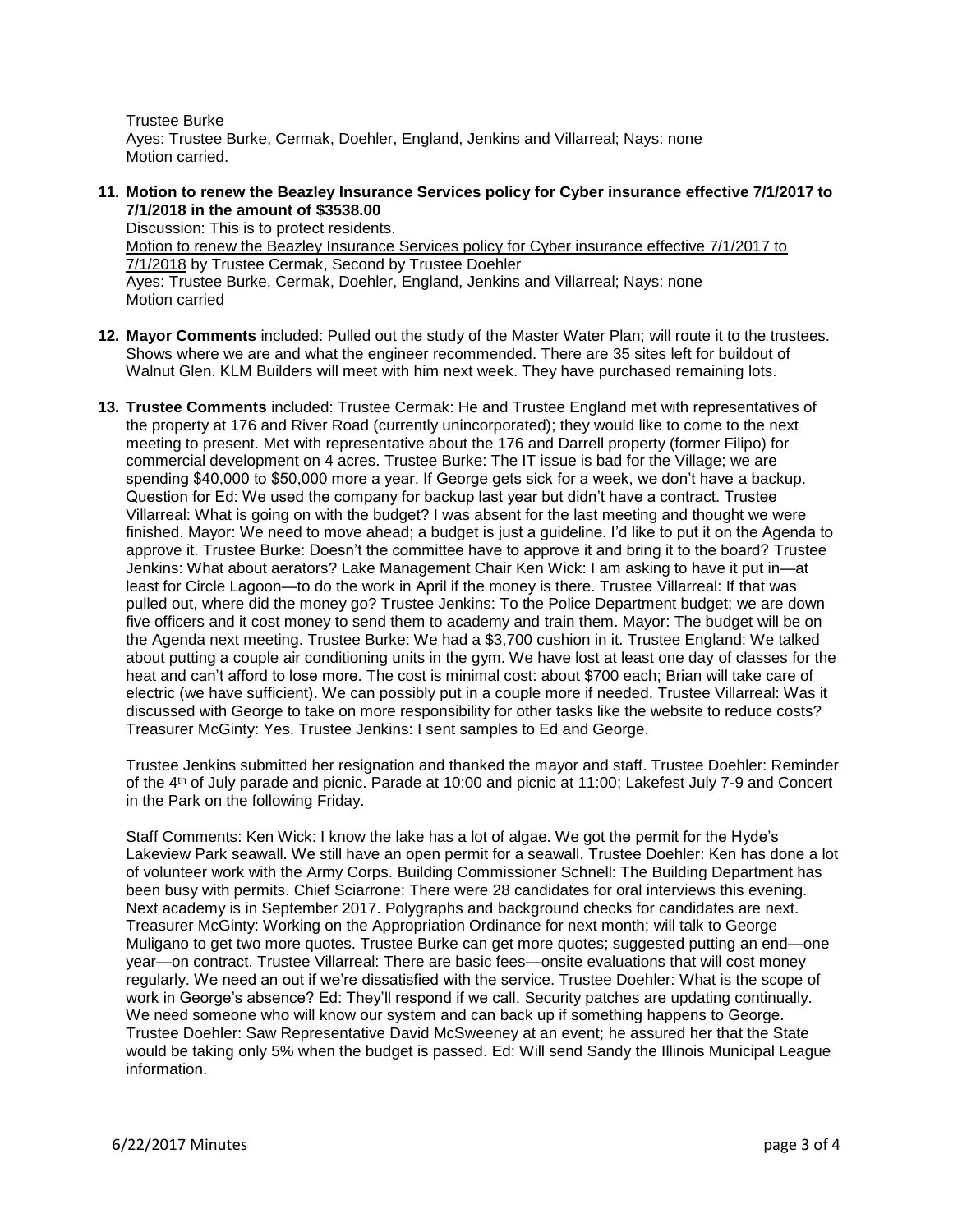Trustee Burke
Ayes: Trustee Burke, Cermak, Doehler, England, Jenkins and Villarreal; Nays: none
Motion carried.

11. **Motion to renew the Beazley Insurance Services policy for Cyber insurance effective 7/1/2017 to 7/1/2018 in the amount of $3538.00**
Discussion: This is to protect residents.
Motion to renew the Beazley Insurance Services policy for Cyber insurance effective 7/1/2017 to 7/1/2018 by Trustee Cermak, Second by Trustee Doehler
Ayes: Trustee Burke, Cermak, Doehler, England, Jenkins and Villarreal; Nays: none
Motion carried

12. **Mayor Comments** included: Pulled out the study of the Master Water Plan; will route it to the trustees. Shows where we are and what the engineer recommended. There are 35 sites left for buildout of Walnut Glen. KLM Builders will meet with him next week. They have purchased remaining lots.

13. **Trustee Comments** included: Trustee Cermak: He and Trustee England met with representatives of the property at 176 and River Road (currently unincorporated); they would like to come to the next meeting to present. Met with representative about the 176 and Darrell property (former Filipo) for commercial development on 4 acres. Trustee Burke: The IT issue is bad for the Village; we are spending $40,000 to $50,000 more a year. If George gets sick for a week, we don't have a backup. Question for Ed: We used the company for backup last year but didn't have a contract. Trustee Villarreal: What is going on with the budget? I was absent for the last meeting and thought we were finished. Mayor: We need to move ahead; a budget is just a guideline. I'd like to put it on the Agenda to approve it. Trustee Burke: Doesn't the committee have to approve it and bring it to the board? Trustee Jenkins: What about aerators? Lake Management Chair Ken Wick: I am asking to have it put in—at least for Circle Lagoon—to do the work in April if the money is there. Trustee Villarreal: If that was pulled out, where did the money go? Trustee Jenkins: To the Police Department budget; we are down five officers and it cost money to send them to academy and train them. Mayor: The budget will be on the Agenda next meeting. Trustee Burke: We had a $3,700 cushion in it. Trustee England: We talked about putting a couple air conditioning units in the gym. We have lost at least one day of classes for the heat and can't afford to lose more. The cost is minimal cost: about $700 each; Brian will take care of electric (we have sufficient). We can possibly put in a couple more if needed. Trustee Villarreal: Was it discussed with George to take on more responsibility for other tasks like the website to reduce costs? Treasurer McGinty: Yes. Trustee Jenkins: I sent samples to Ed and George.

    Trustee Jenkins submitted her resignation and thanked the mayor and staff. Trustee Doehler: Reminder of the 4th of July parade and picnic. Parade at 10:00 and picnic at 11:00; Lakefest July 7-9 and Concert in the Park on the following Friday.

    Staff Comments: Ken Wick: I know the lake has a lot of algae. We got the permit for the Hyde's Lakeview Park seawall. We still have an open permit for a seawall. Trustee Doehler: Ken has done a lot of volunteer work with the Army Corps. Building Commissioner Schnell: The Building Department has been busy with permits. Chief Sciarrone: There were 28 candidates for oral interviews this evening. Next academy is in September 2017. Polygraphs and background checks for candidates are next. Treasurer McGinty: Working on the Appropriation Ordinance for next month; will talk to George Muligano to get two more quotes. Trustee Burke can get more quotes; suggested putting an end—one year—on contract. Trustee Villarreal: There are basic fees—onsite evaluations that will cost money regularly. We need an out if we're dissatisfied with the service. Trustee Doehler: What is the scope of work in George's absence? Ed: They'll respond if we call. Security patches are updating continually. We need someone who will know our system and can back up if something happens to George. Trustee Doehler: Saw Representative David McSweeney at an event; he assured her that the State would be taking only 5% when the budget is passed. Ed: Will send Sandy the Illinois Municipal League information.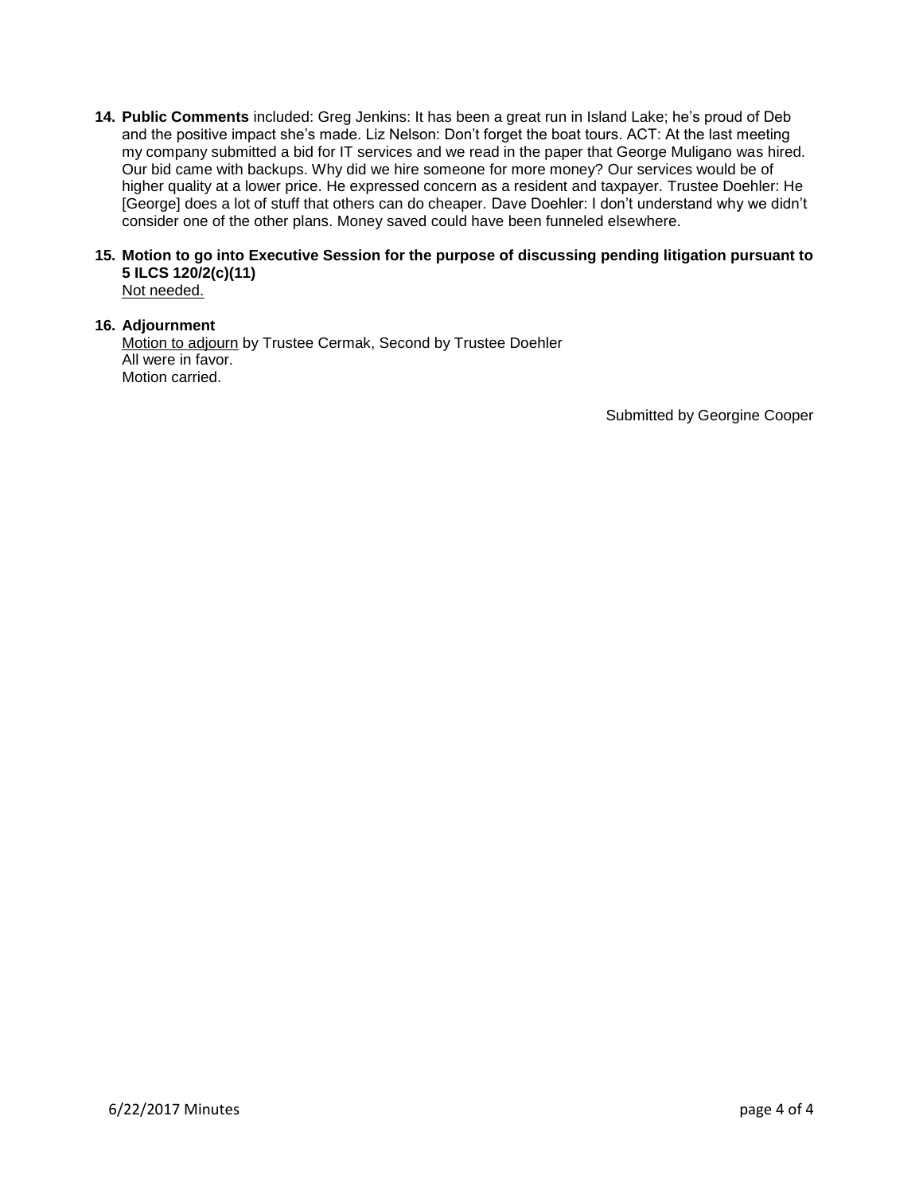14. **Public Comments** included: Greg Jenkins: It has been a great run in Island Lake; he's proud of Deb and the positive impact she's made. Liz Nelson: Don't forget the boat tours. ACT: At the last meeting my company submitted a bid for IT services and we read in the paper that George Muligano was hired. Our bid came with backups. Why did we hire someone for more money? Our services would be of higher quality at a lower price. He expressed concern as a resident and taxpayer. Trustee Doehler: He [George] does a lot of stuff that others can do cheaper. Dave Doehler: I don't understand why we didn't consider one of the other plans. Money saved could have been funneled elsewhere.

15. **Motion to go into Executive Session for the purpose of discussing pending litigation pursuant to 5 ILCS 120/2(c)(11)**
    Not needed.

16. **Adjournment**
    Motion to adjourn by Trustee Cermak, Second by Trustee Doehler
    All were in favor.
    Motion carried.

Submitted by Georgine Cooper